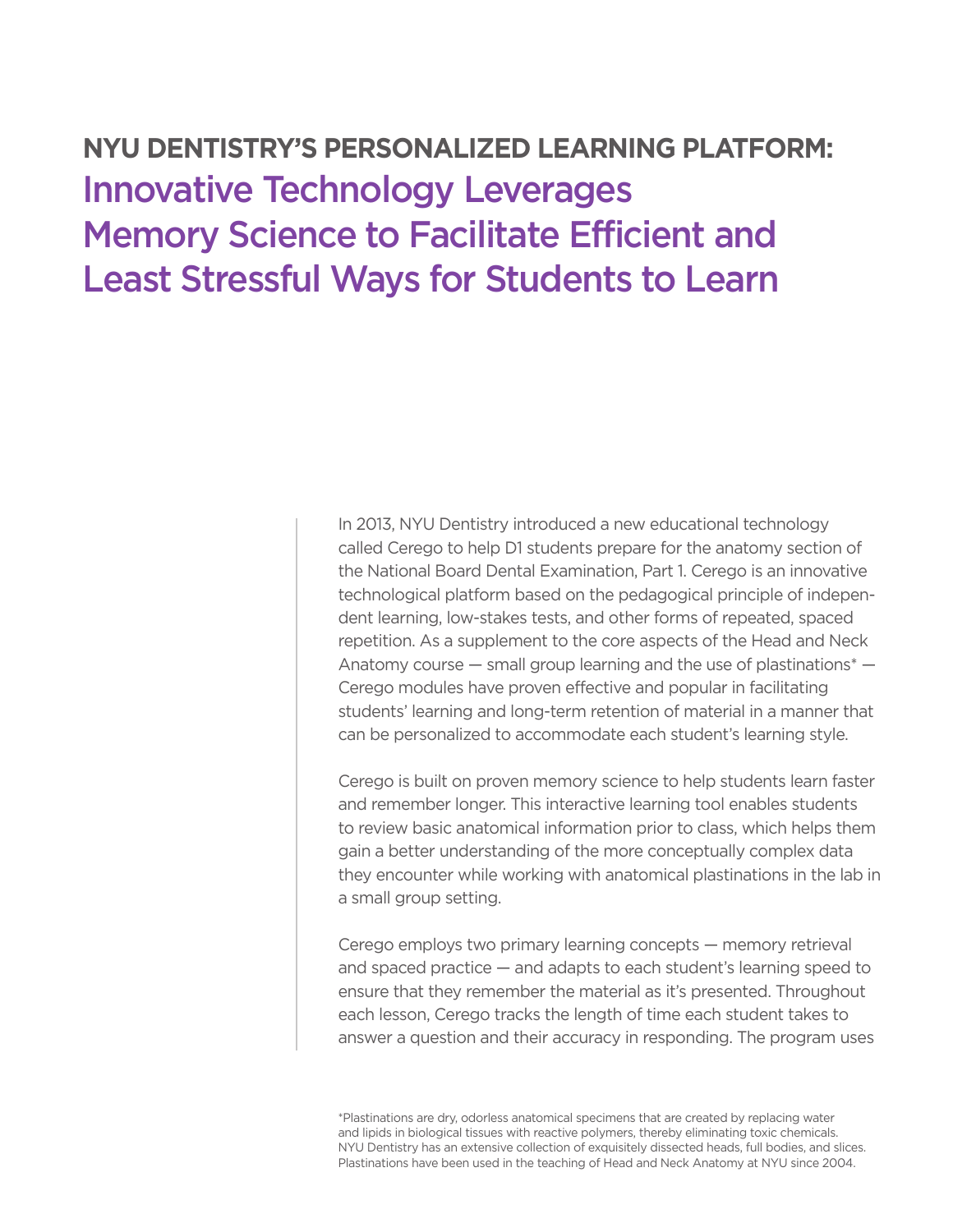# NYU DENTISTRY'S PERSONALIZED LEARNING PLATFORM: Innovative Technology Leverages Memory Science to Facilitate Efficient and Least Stressful Ways for Students to Learn

In 2013, NYU Dentistry introduced a new educational technology called Cerego to help D1 students prepare for the anatomy section of the National Board Dental Examination, Part 1. Cerego is an innovative technological platform based on the pedagogical principle of independent learning, low-stakes tests, and other forms of repeated, spaced repetition. As a supplement to the core aspects of the Head and Neck Anatomy course — small group learning and the use of plastinations* — Cerego modules have proven effective and popular in facilitating students' learning and long-term retention of material in a manner that can be personalized to accommodate each student's learning style.

Cerego is built on proven memory science to help students learn faster and remember longer. This interactive learning tool enables students to review basic anatomical information prior to class, which helps them gain a better understanding of the more conceptually complex data they encounter while working with anatomical plastinations in the lab in a small group setting.

Cerego employs two primary learning concepts — memory retrieval and spaced practice — and adapts to each student's learning speed to ensure that they remember the material as it's presented. Throughout each lesson, Cerego tracks the length of time each student takes to answer a question and their accuracy in responding. The program uses

*Plastinations are dry, odorless anatomical specimens that are created by replacing water and lipids in biological tissues with reactive polymers, thereby eliminating toxic chemicals. NYU Dentistry has an extensive collection of exquisitely dissected heads, full bodies, and slices. Plastinations have been used in the teaching of Head and Neck Anatomy at NYU since 2004.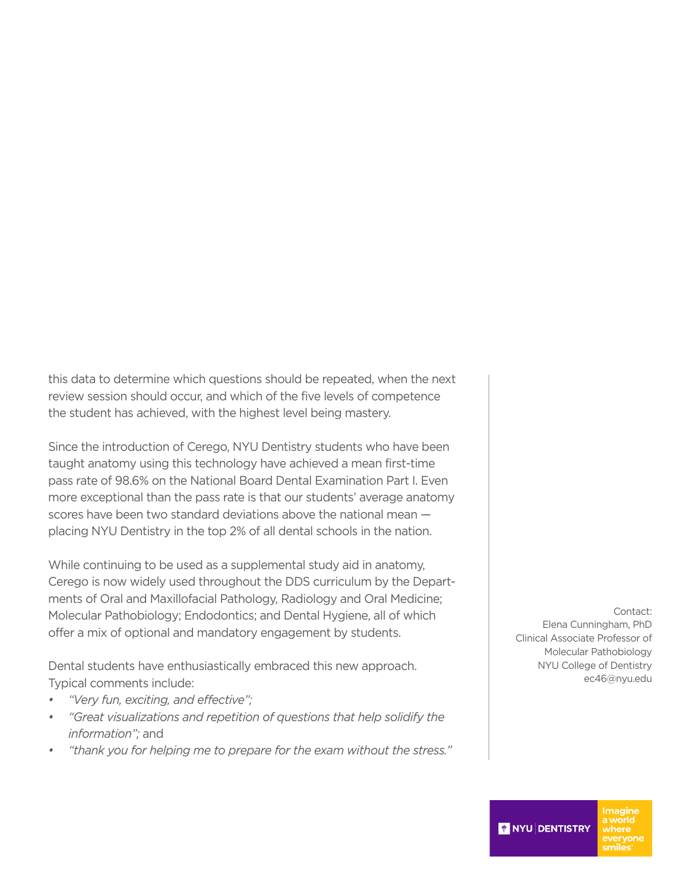this data to determine which questions should be repeated, when the next review session should occur, and which of the five levels of competence the student has achieved, with the highest level being mastery.

Since the introduction of Cerego, NYU Dentistry students who have been taught anatomy using this technology have achieved a mean first-time pass rate of 98.6% on the National Board Dental Examination Part I. Even more exceptional than the pass rate is that our students' average anatomy scores have been two standard deviations above the national mean — placing NYU Dentistry in the top 2% of all dental schools in the nation.

While continuing to be used as a supplemental study aid in anatomy, Cerego is now widely used throughout the DDS curriculum by the Departments of Oral and Maxillofacial Pathology, Radiology and Oral Medicine; Molecular Pathobiology; Endodontics; and Dental Hygiene, all of which offer a mix of optional and mandatory engagement by students.

Dental students have enthusiastically embraced this new approach. Typical comments include:

- *"Very fun, exciting, and effective";*
- *"Great visualizations and repetition of questions that help solidify the information";* and
- *"thank you for helping me to prepare for the exam without the stress."*

Contact:
Elena Cunningham, PhD
Clinical Associate Professor of Molecular Pathobiology
NYU College of Dentistry
ec46@nyu.edu

NYU | DENTISTRY

Imagine a world where everyone smiles®